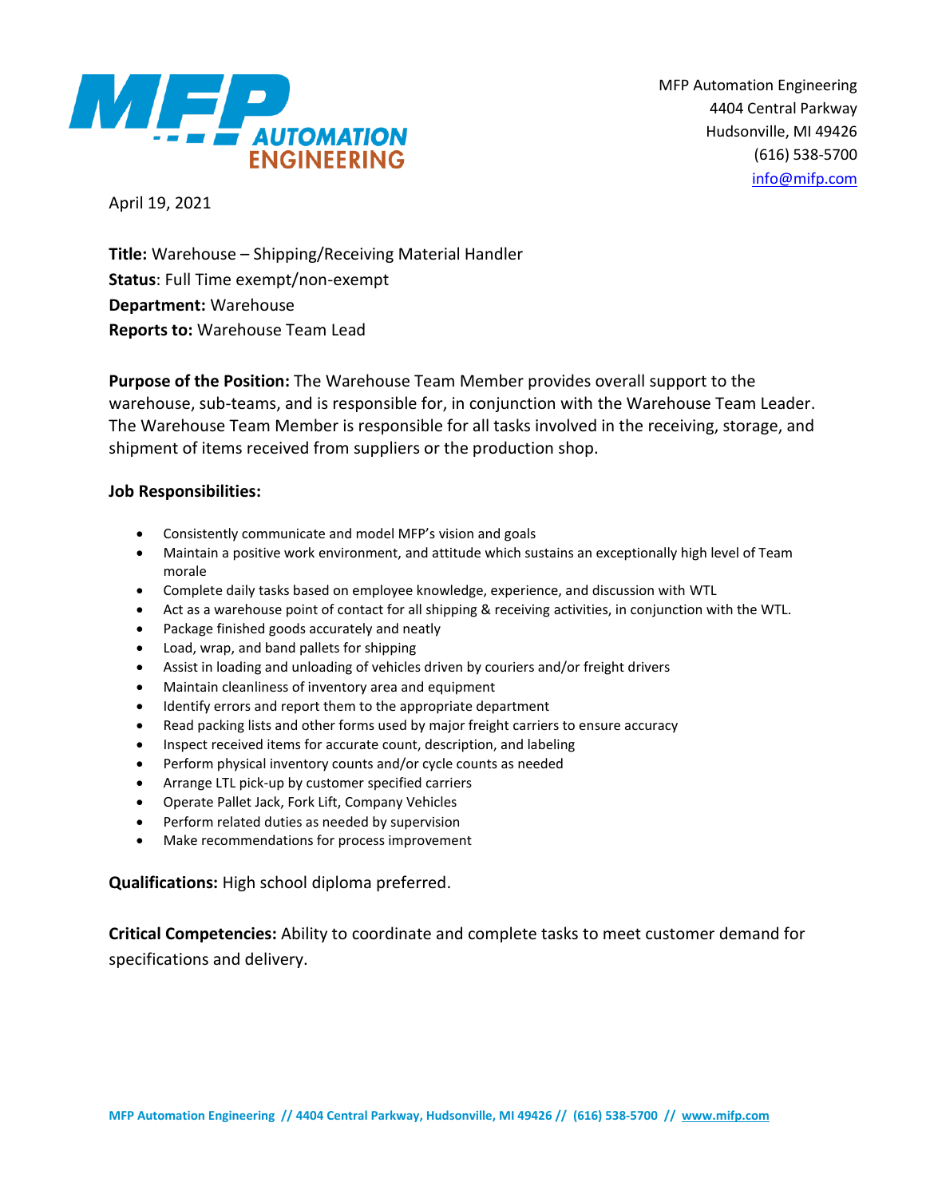MFP Automation Engineering
4404 Central Parkway
Hudsonville, MI 49426
(616) 538-5700
info@mifp.com

April 19, 2021

**Title:** Warehouse – Shipping/Receiving Material Handler
**Status**: Full Time exempt/non-exempt
**Department:** Warehouse
**Reports to:** Warehouse Team Lead

**Purpose of the Position:** The Warehouse Team Member provides overall support to the warehouse, sub-teams, and is responsible for, in conjunction with the Warehouse Team Leader. The Warehouse Team Member is responsible for all tasks involved in the receiving, storage, and shipment of items received from suppliers or the production shop.

**Job Responsibilities:**

- Consistently communicate and model MFP's vision and goals
- Maintain a positive work environment, and attitude which sustains an exceptionally high level of Team morale
- Complete daily tasks based on employee knowledge, experience, and discussion with WTL
- Act as a warehouse point of contact for all shipping & receiving activities, in conjunction with the WTL.
- Package finished goods accurately and neatly
- Load, wrap, and band pallets for shipping
- Assist in loading and unloading of vehicles driven by couriers and/or freight drivers
- Maintain cleanliness of inventory area and equipment
- Identify errors and report them to the appropriate department
- Read packing lists and other forms used by major freight carriers to ensure accuracy
- Inspect received items for accurate count, description, and labeling
- Perform physical inventory counts and/or cycle counts as needed
- Arrange LTL pick-up by customer specified carriers
- Operate Pallet Jack, Fork Lift, Company Vehicles
- Perform related duties as needed by supervision
- Make recommendations for process improvement

**Qualifications:** High school diploma preferred.

**Critical Competencies:** Ability to coordinate and complete tasks to meet customer demand for specifications and delivery.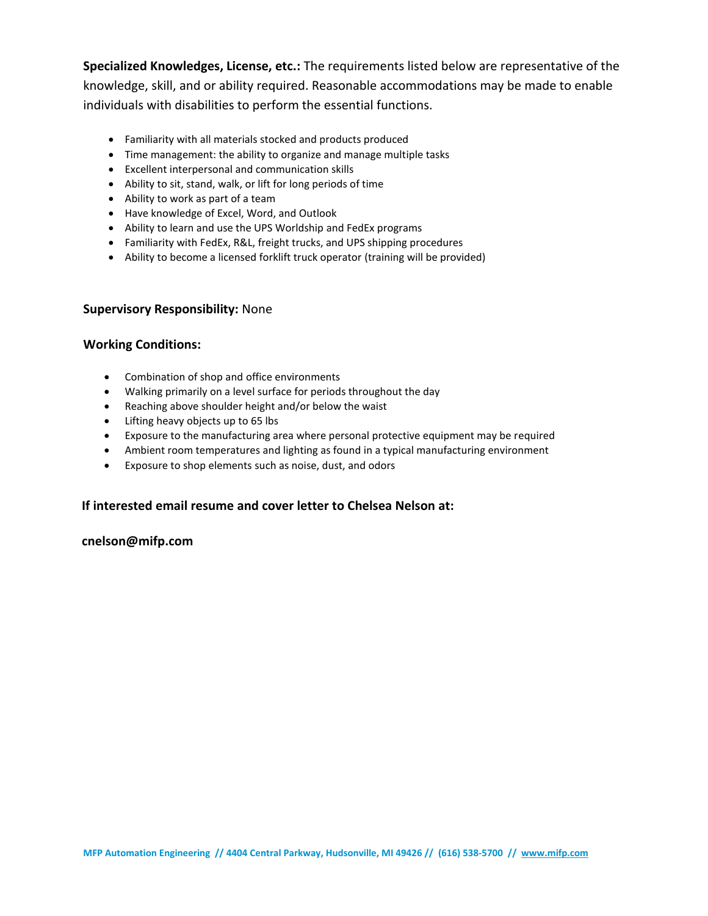**Specialized Knowledges, License, etc.:** The requirements listed below are representative of the knowledge, skill, and or ability required. Reasonable accommodations may be made to enable individuals with disabilities to perform the essential functions.

- Familiarity with all materials stocked and products produced
- Time management: the ability to organize and manage multiple tasks
- Excellent interpersonal and communication skills
- Ability to sit, stand, walk, or lift for long periods of time
- Ability to work as part of a team
- Have knowledge of Excel, Word, and Outlook
- Ability to learn and use the UPS Worldship and FedEx programs
- Familiarity with FedEx, R&L, freight trucks, and UPS shipping procedures
- Ability to become a licensed forklift truck operator (training will be provided)

**Supervisory Responsibility:** None

**Working Conditions:**

- Combination of shop and office environments
- Walking primarily on a level surface for periods throughout the day
- Reaching above shoulder height and/or below the waist
- Lifting heavy objects up to 65 lbs
- Exposure to the manufacturing area where personal protective equipment may be required
- Ambient room temperatures and lighting as found in a typical manufacturing environment
- Exposure to shop elements such as noise, dust, and odors

**If interested email resume and cover letter to Chelsea Nelson at:**

**cnelson@mifp.com**

MFP Automation Engineering // 4404 Central Parkway, Hudsonville, MI 49426 // (616) 538-5700 // www.mifp.com